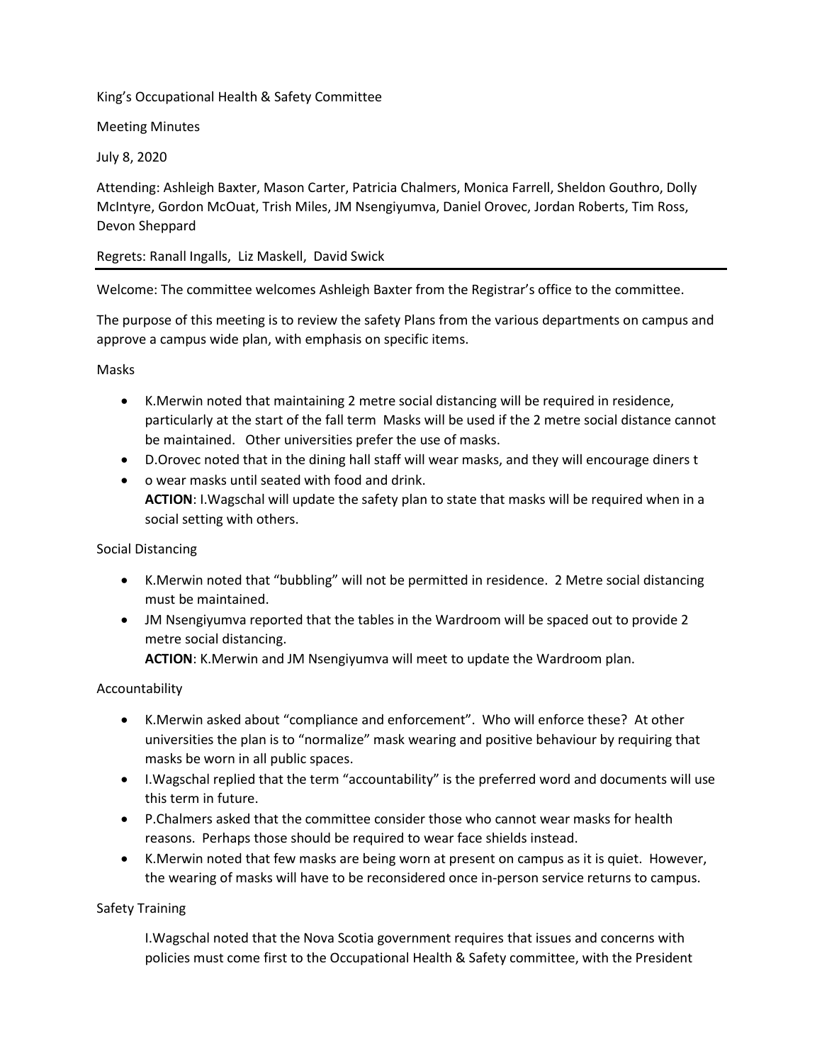King's Occupational Health & Safety Committee

Meeting Minutes

July 8, 2020

Attending: Ashleigh Baxter, Mason Carter, Patricia Chalmers, Monica Farrell, Sheldon Gouthro, Dolly McIntyre, Gordon McOuat, Trish Miles, JM Nsengiyumva, Daniel Orovec, Jordan Roberts, Tim Ross, Devon Sheppard

Regrets: Ranall Ingalls, Liz Maskell, David Swick

---

Welcome: The committee welcomes Ashleigh Baxter from the Registrar's office to the committee.

The purpose of this meeting is to review the safety Plans from the various departments on campus and approve a campus wide plan, with emphasis on specific items.

Masks

- K.Merwin noted that maintaining 2 metre social distancing will be required in residence, particularly at the start of the fall term Masks will be used if the 2 metre social distance cannot be maintained. Other universities prefer the use of masks.
- D.Orovec noted that in the dining hall staff will wear masks, and they will encourage diners t
- o wear masks until seated with food and drink.
  **ACTION**: I.Wagschal will update the safety plan to state that masks will be required when in a social setting with others.

Social Distancing

- K.Merwin noted that "bubbling" will not be permitted in residence. 2 Metre social distancing must be maintained.
- JM Nsengiyumva reported that the tables in the Wardroom will be spaced out to provide 2 metre social distancing.
  **ACTION**: K.Merwin and JM Nsengiyumva will meet to update the Wardroom plan.

Accountability

- K.Merwin asked about "compliance and enforcement". Who will enforce these? At other universities the plan is to "normalize" mask wearing and positive behaviour by requiring that masks be worn in all public spaces.
- I.Wagschal replied that the term "accountability" is the preferred word and documents will use this term in future.
- P.Chalmers asked that the committee consider those who cannot wear masks for health reasons. Perhaps those should be required to wear face shields instead.
- K.Merwin noted that few masks are being worn at present on campus as it is quiet. However, the wearing of masks will have to be reconsidered once in-person service returns to campus.

Safety Training

I.Wagschal noted that the Nova Scotia government requires that issues and concerns with policies must come first to the Occupational Health & Safety committee, with the President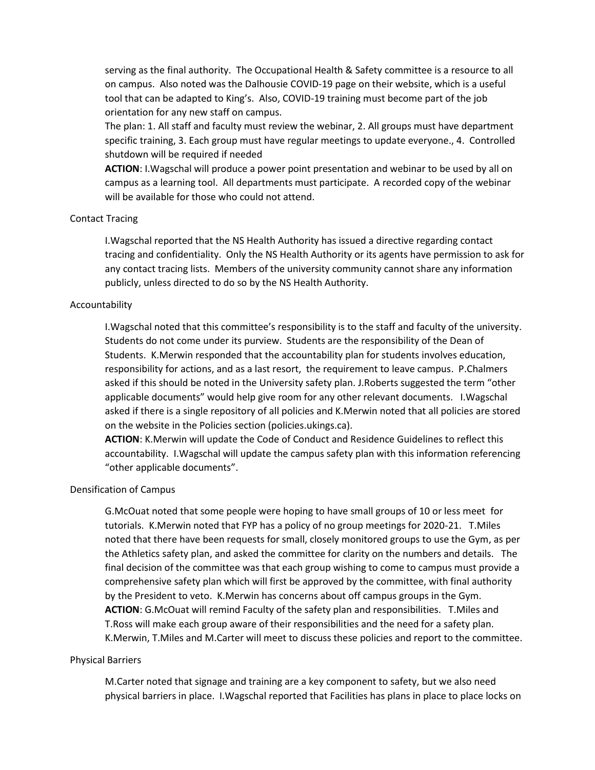serving as the final authority. The Occupational Health & Safety committee is a resource to all on campus. Also noted was the Dalhousie COVID-19 page on their website, which is a useful tool that can be adapted to King's. Also, COVID-19 training must become part of the job orientation for any new staff on campus.

The plan: 1. All staff and faculty must review the webinar, 2. All groups must have department specific training, 3. Each group must have regular meetings to update everyone., 4. Controlled shutdown will be required if needed

**ACTION**: I.Wagschal will produce a power point presentation and webinar to be used by all on campus as a learning tool. All departments must participate. A recorded copy of the webinar will be available for those who could not attend.

Contact Tracing

I.Wagschal reported that the NS Health Authority has issued a directive regarding contact tracing and confidentiality. Only the NS Health Authority or its agents have permission to ask for any contact tracing lists. Members of the university community cannot share any information publicly, unless directed to do so by the NS Health Authority.

Accountability

I.Wagschal noted that this committee's responsibility is to the staff and faculty of the university. Students do not come under its purview. Students are the responsibility of the Dean of Students. K.Merwin responded that the accountability plan for students involves education, responsibility for actions, and as a last resort, the requirement to leave campus. P.Chalmers asked if this should be noted in the University safety plan. J.Roberts suggested the term "other applicable documents" would help give room for any other relevant documents. I.Wagschal asked if there is a single repository of all policies and K.Merwin noted that all policies are stored on the website in the Policies section (policies.ukings.ca).

**ACTION**: K.Merwin will update the Code of Conduct and Residence Guidelines to reflect this accountability. I.Wagschal will update the campus safety plan with this information referencing "other applicable documents".

Densification of Campus

G.McOuat noted that some people were hoping to have small groups of 10 or less meet for tutorials. K.Merwin noted that FYP has a policy of no group meetings for 2020-21. T.Miles noted that there have been requests for small, closely monitored groups to use the Gym, as per the Athletics safety plan, and asked the committee for clarity on the numbers and details. The final decision of the committee was that each group wishing to come to campus must provide a comprehensive safety plan which will first be approved by the committee, with final authority by the President to veto. K.Merwin has concerns about off campus groups in the Gym.

**ACTION**: G.McOuat will remind Faculty of the safety plan and responsibilities. T.Miles and T.Ross will make each group aware of their responsibilities and the need for a safety plan. K.Merwin, T.Miles and M.Carter will meet to discuss these policies and report to the committee.

Physical Barriers

M.Carter noted that signage and training are a key component to safety, but we also need physical barriers in place. I.Wagschal reported that Facilities has plans in place to place locks on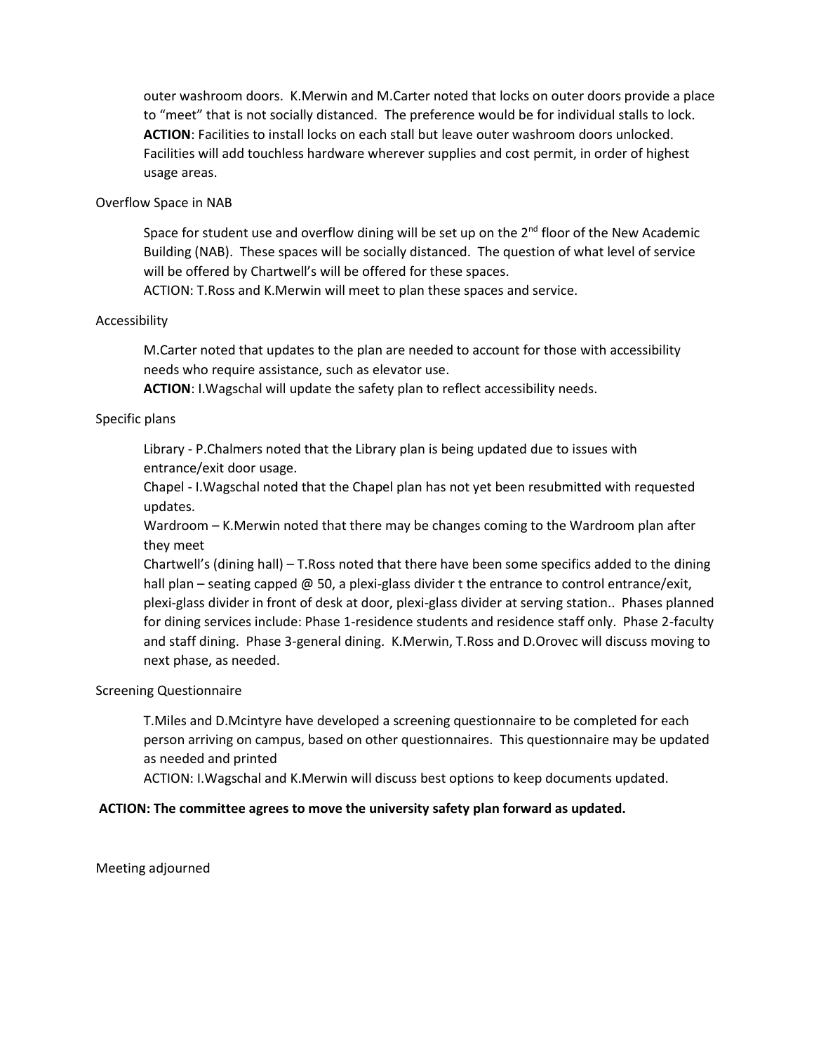outer washroom doors. K.Merwin and M.Carter noted that locks on outer doors provide a place to "meet" that is not socially distanced. The preference would be for individual stalls to lock. **ACTION**: Facilities to install locks on each stall but leave outer washroom doors unlocked. Facilities will add touchless hardware wherever supplies and cost permit, in order of highest usage areas.

Overflow Space in NAB

Space for student use and overflow dining will be set up on the 2nd floor of the New Academic Building (NAB). These spaces will be socially distanced. The question of what level of service will be offered by Chartwell's will be offered for these spaces.
ACTION: T.Ross and K.Merwin will meet to plan these spaces and service.

Accessibility

M.Carter noted that updates to the plan are needed to account for those with accessibility needs who require assistance, such as elevator use.
**ACTION**: I.Wagschal will update the safety plan to reflect accessibility needs.

Specific plans

Library - P.Chalmers noted that the Library plan is being updated due to issues with entrance/exit door usage.
Chapel - I.Wagschal noted that the Chapel plan has not yet been resubmitted with requested updates.
Wardroom – K.Merwin noted that there may be changes coming to the Wardroom plan after they meet
Chartwell's (dining hall) – T.Ross noted that there have been some specifics added to the dining hall plan – seating capped @ 50, a plexi-glass divider t the entrance to control entrance/exit, plexi-glass divider in front of desk at door, plexi-glass divider at serving station.. Phases planned for dining services include: Phase 1-residence students and residence staff only. Phase 2-faculty and staff dining. Phase 3-general dining. K.Merwin, T.Ross and D.Orovec will discuss moving to next phase, as needed.

Screening Questionnaire

T.Miles and D.Mcintyre have developed a screening questionnaire to be completed for each person arriving on campus, based on other questionnaires. This questionnaire may be updated as needed and printed
ACTION: I.Wagschal and K.Merwin will discuss best options to keep documents updated.

**ACTION: The committee agrees to move the university safety plan forward as updated.**

Meeting adjourned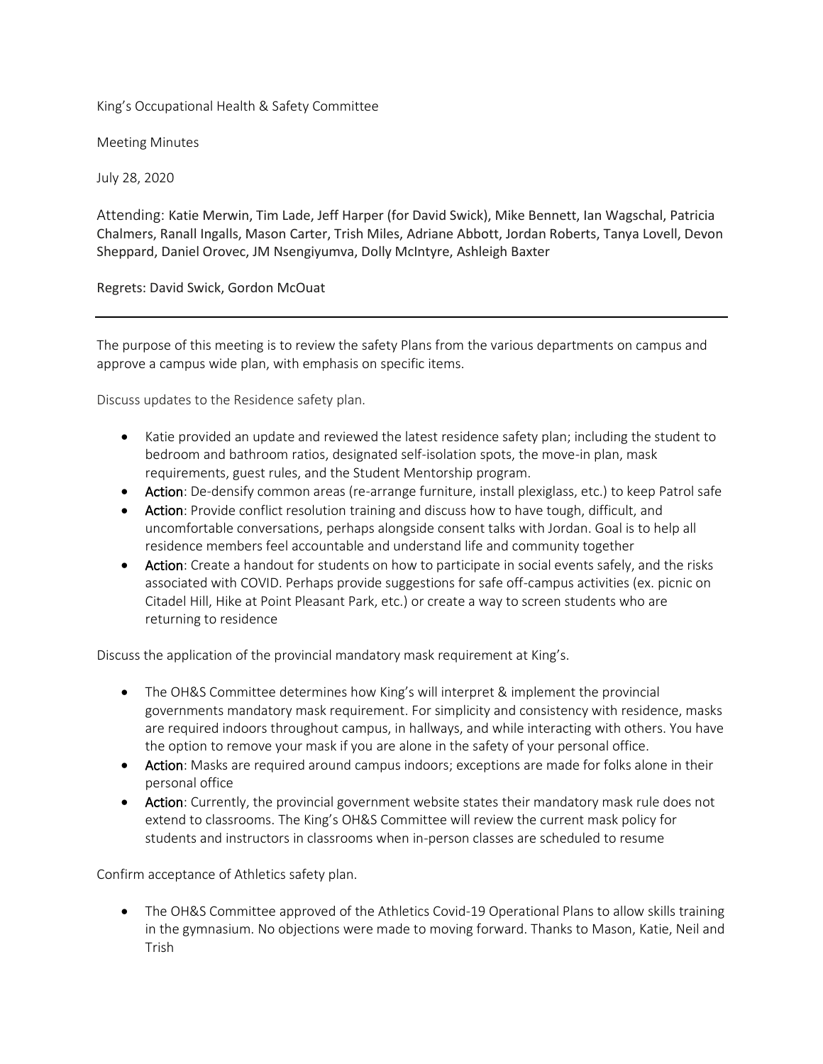King's Occupational Health & Safety Committee

Meeting Minutes

July 28, 2020

Attending: Katie Merwin, Tim Lade, Jeff Harper (for David Swick), Mike Bennett, Ian Wagschal, Patricia Chalmers, Ranall Ingalls, Mason Carter, Trish Miles, Adriane Abbott, Jordan Roberts, Tanya Lovell, Devon Sheppard, Daniel Orovec, JM Nsengiyumva, Dolly McIntyre, Ashleigh Baxter

Regrets: David Swick, Gordon McOuat

---

The purpose of this meeting is to review the safety Plans from the various departments on campus and approve a campus wide plan, with emphasis on specific items.

Discuss updates to the Residence safety plan.

- Katie provided an update and reviewed the latest residence safety plan; including the student to bedroom and bathroom ratios, designated self-isolation spots, the move-in plan, mask requirements, guest rules, and the Student Mentorship program.
- Action: De-densify common areas (re-arrange furniture, install plexiglass, etc.) to keep Patrol safe
- Action: Provide conflict resolution training and discuss how to have tough, difficult, and uncomfortable conversations, perhaps alongside consent talks with Jordan. Goal is to help all residence members feel accountable and understand life and community together
- Action: Create a handout for students on how to participate in social events safely, and the risks associated with COVID. Perhaps provide suggestions for safe off-campus activities (ex. picnic on Citadel Hill, Hike at Point Pleasant Park, etc.) or create a way to screen students who are returning to residence

Discuss the application of the provincial mandatory mask requirement at King's.

- The OH&S Committee determines how King's will interpret & implement the provincial governments mandatory mask requirement. For simplicity and consistency with residence, masks are required indoors throughout campus, in hallways, and while interacting with others. You have the option to remove your mask if you are alone in the safety of your personal office.
- Action: Masks are required around campus indoors; exceptions are made for folks alone in their personal office
- Action: Currently, the provincial government website states their mandatory mask rule does not extend to classrooms. The King's OH&S Committee will review the current mask policy for students and instructors in classrooms when in-person classes are scheduled to resume

Confirm acceptance of Athletics safety plan.

- The OH&S Committee approved of the Athletics Covid-19 Operational Plans to allow skills training in the gymnasium. No objections were made to moving forward. Thanks to Mason, Katie, Neil and Trish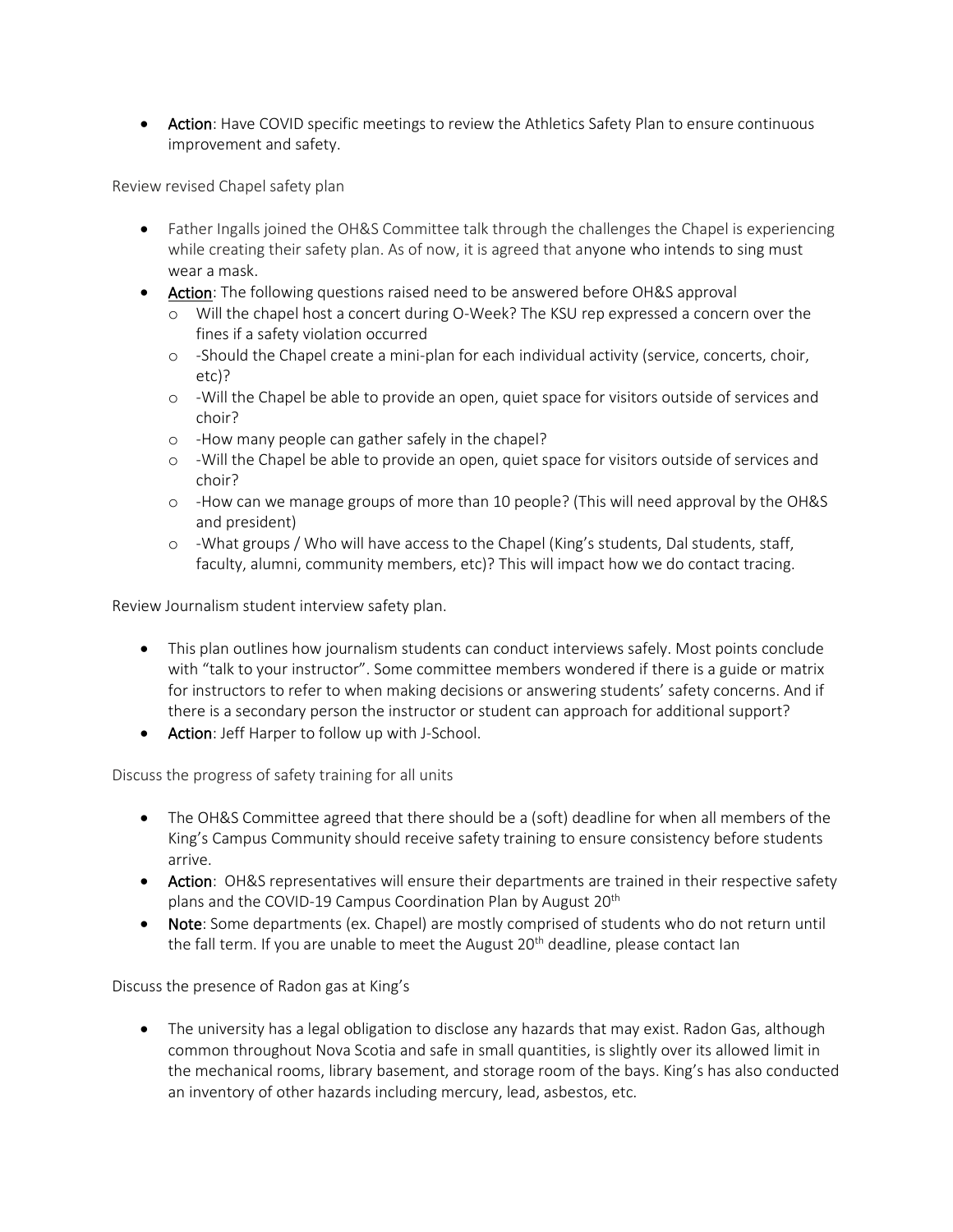- **Action**: Have COVID specific meetings to review the Athletics Safety Plan to ensure continuous improvement and safety.

Review revised Chapel safety plan

- Father Ingalls joined the OH&S Committee talk through the challenges the Chapel is experiencing while creating their safety plan. As of now, it is agreed that anyone who intends to sing must wear a mask.
- **Action**: The following questions raised need to be answered before OH&S approval
  - Will the chapel host a concert during O-Week? The KSU rep expressed a concern over the fines if a safety violation occurred
  - -Should the Chapel create a mini-plan for each individual activity (service, concerts, choir, etc)?
  - -Will the Chapel be able to provide an open, quiet space for visitors outside of services and choir?
  - -How many people can gather safely in the chapel?
  - -Will the Chapel be able to provide an open, quiet space for visitors outside of services and choir?
  - -How can we manage groups of more than 10 people? (This will need approval by the OH&S and president)
  - -What groups / Who will have access to the Chapel (King's students, Dal students, staff, faculty, alumni, community members, etc)? This will impact how we do contact tracing.

Review Journalism student interview safety plan.

- This plan outlines how journalism students can conduct interviews safely. Most points conclude with "talk to your instructor". Some committee members wondered if there is a guide or matrix for instructors to refer to when making decisions or answering students' safety concerns. And if there is a secondary person the instructor or student can approach for additional support?
- **Action**: Jeff Harper to follow up with J-School.

Discuss the progress of safety training for all units

- The OH&S Committee agreed that there should be a (soft) deadline for when all members of the King's Campus Community should receive safety training to ensure consistency before students arrive.
- **Action**: OH&S representatives will ensure their departments are trained in their respective safety plans and the COVID-19 Campus Coordination Plan by August 20th
- **Note**: Some departments (ex. Chapel) are mostly comprised of students who do not return until the fall term. If you are unable to meet the August 20th deadline, please contact Ian

Discuss the presence of Radon gas at King's

- The university has a legal obligation to disclose any hazards that may exist. Radon Gas, although common throughout Nova Scotia and safe in small quantities, is slightly over its allowed limit in the mechanical rooms, library basement, and storage room of the bays. King's has also conducted an inventory of other hazards including mercury, lead, asbestos, etc.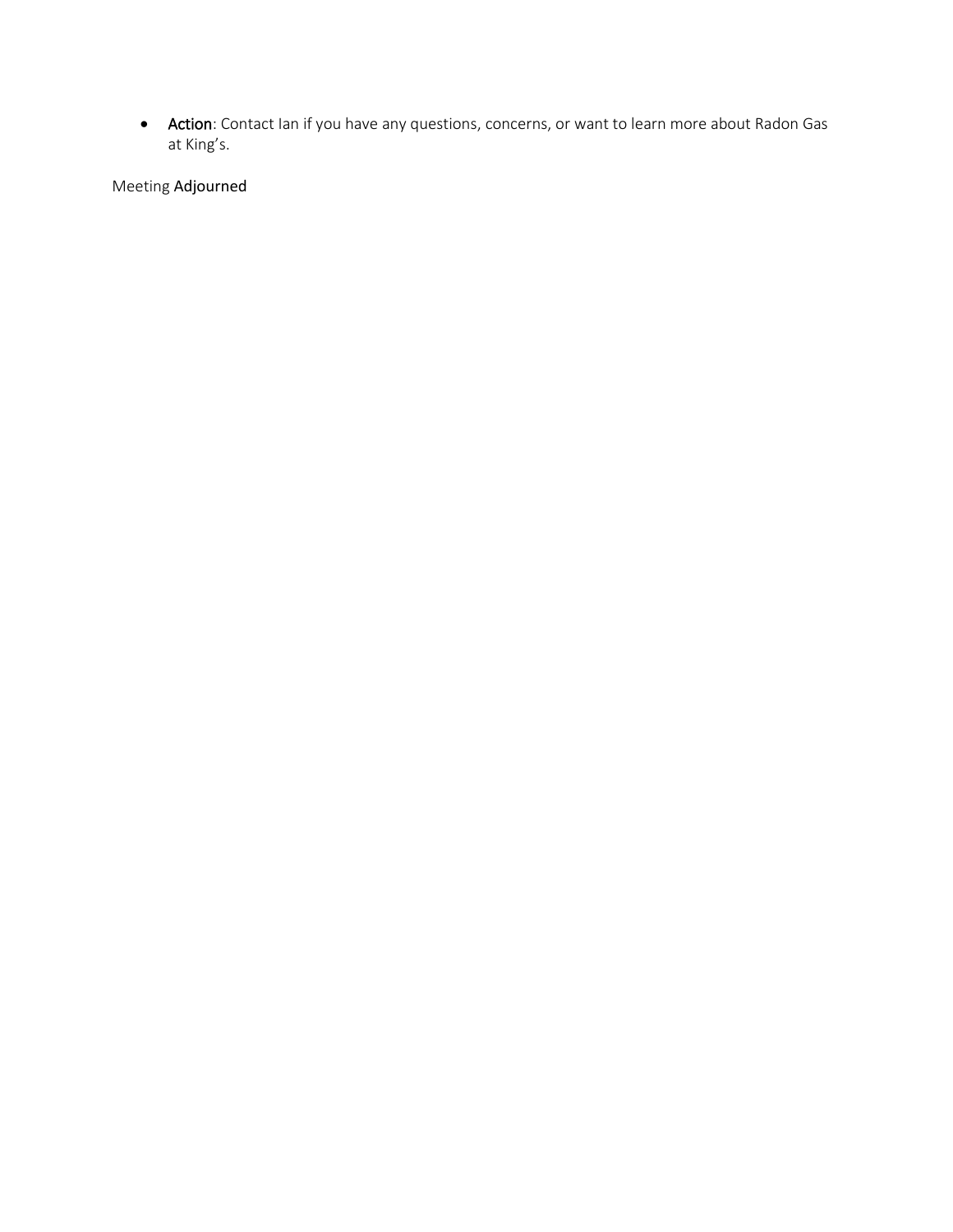- **Action**: Contact Ian if you have any questions, concerns, or want to learn more about Radon Gas at King's.

Meeting **Adjourned**